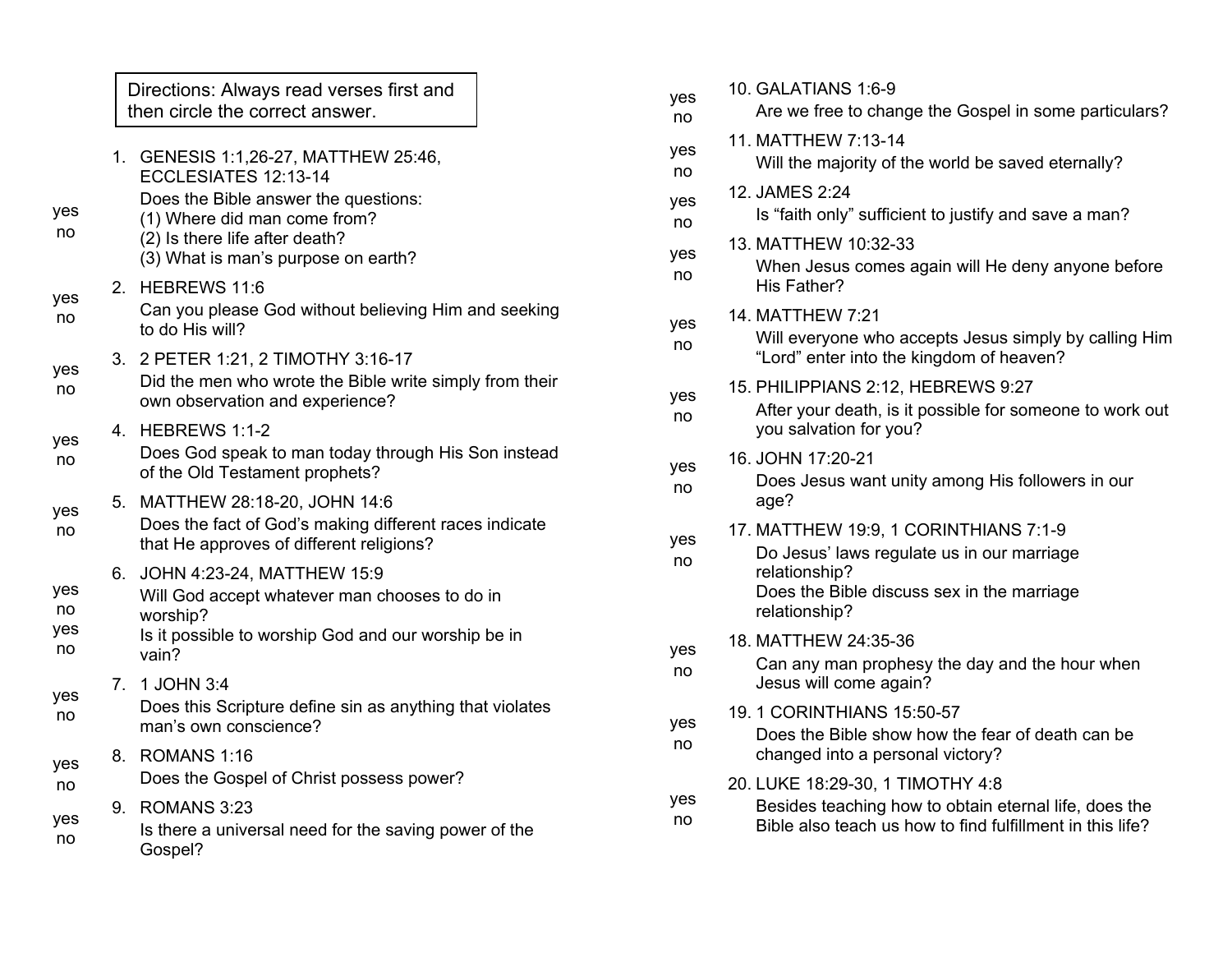Directions: Always read verses first and then circle the correct answer.

1. GENESIS 1:1,26-27, MATTHEW 25:46, ECCLESIATES 12:13-14
   Does the Bible answer the questions:
   (1) Where did man come from?
   (2) Is there life after death?
   (3) What is man's purpose on earth?
   yes / no

2. HEBREWS 11:6
   Can you please God without believing Him and seeking to do His will?
   yes / no

3. 2 PETER 1:21, 2 TIMOTHY 3:16-17
   Did the men who wrote the Bible write simply from their own observation and experience?
   yes / no

4. HEBREWS 1:1-2
   Does God speak to man today through His Son instead of the Old Testament prophets?
   yes / no

5. MATTHEW 28:18-20, JOHN 14:6
   Does the fact of God's making different races indicate that He approves of different religions?
   yes / no

6. JOHN 4:23-24, MATTHEW 15:9
   Will God accept whatever man chooses to do in worship?
   yes / no
   Is it possible to worship God and our worship be in vain?
   yes / no

7. 1 JOHN 3:4
   Does this Scripture define sin as anything that violates man's own conscience?
   yes / no

8. ROMANS 1:16
   Does the Gospel of Christ possess power?
   yes / no

9. ROMANS 3:23
   Is there a universal need for the saving power of the Gospel?
   yes / no

10. GALATIANS 1:6-9
    Are we free to change the Gospel in some particulars?
    yes / no

11. MATTHEW 7:13-14
    Will the majority of the world be saved eternally?
    yes / no

12. JAMES 2:24
    Is "faith only" sufficient to justify and save a man?
    yes / no

13. MATTHEW 10:32-33
    When Jesus comes again will He deny anyone before His Father?
    yes / no

14. MATTHEW 7:21
    Will everyone who accepts Jesus simply by calling Him "Lord" enter into the kingdom of heaven?
    yes / no

15. PHILIPPIANS 2:12, HEBREWS 9:27
    After your death, is it possible for someone to work out you salvation for you?
    yes / no

16. JOHN 17:20-21
    Does Jesus want unity among His followers in our age?
    yes / no

17. MATTHEW 19:9, 1 CORINTHIANS 7:1-9
    Do Jesus' laws regulate us in our marriage relationship?
    Does the Bible discuss sex in the marriage relationship?
    yes / no

18. MATTHEW 24:35-36
    Can any man prophesy the day and the hour when Jesus will come again?
    yes / no

19. 1 CORINTHIANS 15:50-57
    Does the Bible show how the fear of death can be changed into a personal victory?
    yes / no

20. LUKE 18:29-30, 1 TIMOTHY 4:8
    Besides teaching how to obtain eternal life, does the Bible also teach us how to find fulfillment in this life?
    yes / no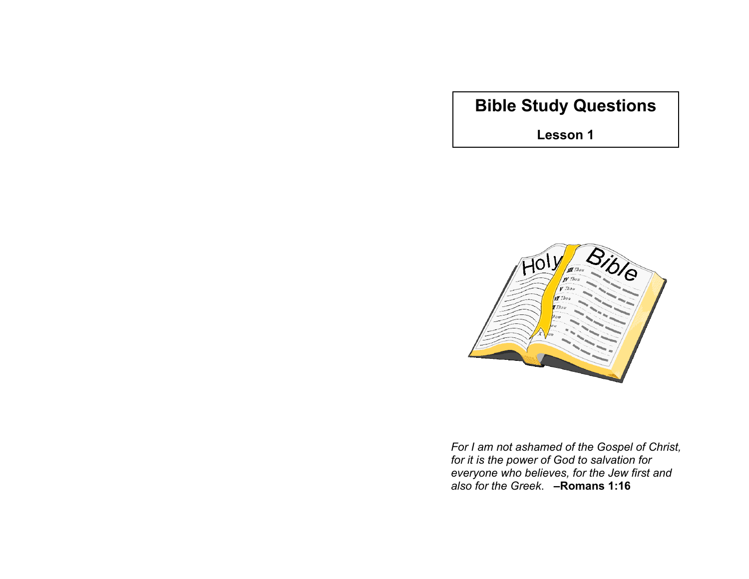# Bible Study Questions

**Lesson 1**

*For I am not ashamed of the Gospel of Christ, for it is the power of God to salvation for everyone who believes, for the Jew first and also for the Greek*. **–Romans 1:16**